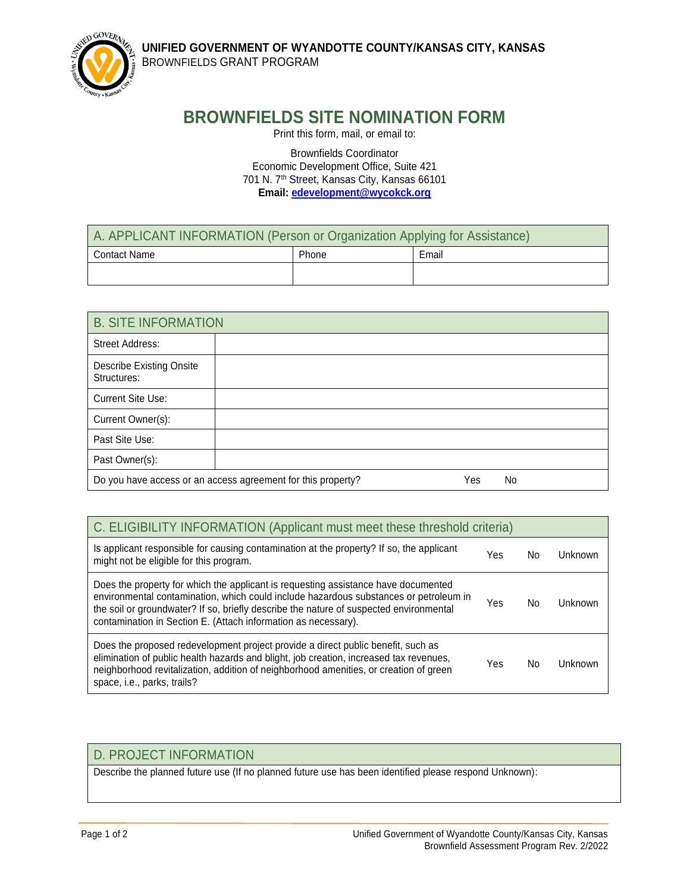**UNIFIED GOVERNMENT OF WYANDOTTE COUNTY/KANSAS CITY, KANSAS**
BROWNFIELDS GRANT PROGRAM

# BROWNFIELDS SITE NOMINATION FORM

Print this form, mail, or email to:

Brownfields Coordinator
Economic Development Office, Suite 421
701 N. 7th Street, Kansas City, Kansas 66101
**Email: edevelopment@wycokck.org**

| A. APPLICANT INFORMATION (Person or Organization Applying for Assistance) | | |
|---|---|---|
| Contact Name | Phone | Email |
| | | |

| B. SITE INFORMATION | |
|---|---|
| Street Address: | |
| Describe Existing Onsite Structures: | |
| Current Site Use: | |
| Current Owner(s): | |
| Past Site Use: | |
| Past Owner(s): | |
| Do you have access or an access agreement for this property? | Yes No |

| C. ELIGIBILITY INFORMATION (Applicant must meet these threshold criteria) | | | |
|---|---|---|---|
| Is applicant responsible for causing contamination at the property? If so, the applicant might not be eligible for this program. | Yes | No | Unknown |
| Does the property for which the applicant is requesting assistance have documented environmental contamination, which could include hazardous substances or petroleum in the soil or groundwater? If so, briefly describe the nature of suspected environmental contamination in Section E. (Attach information as necessary). | Yes | No | Unknown |
| Does the proposed redevelopment project provide a direct public benefit, such as elimination of public health hazards and blight, job creation, increased tax revenues, neighborhood revitalization, addition of neighborhood amenities, or creation of green space, i.e., parks, trails? | Yes | No | Unknown |

| D. PROJECT INFORMATION |
|---|
| Describe the planned future use (If no planned future use has been identified please respond Unknown): |
| |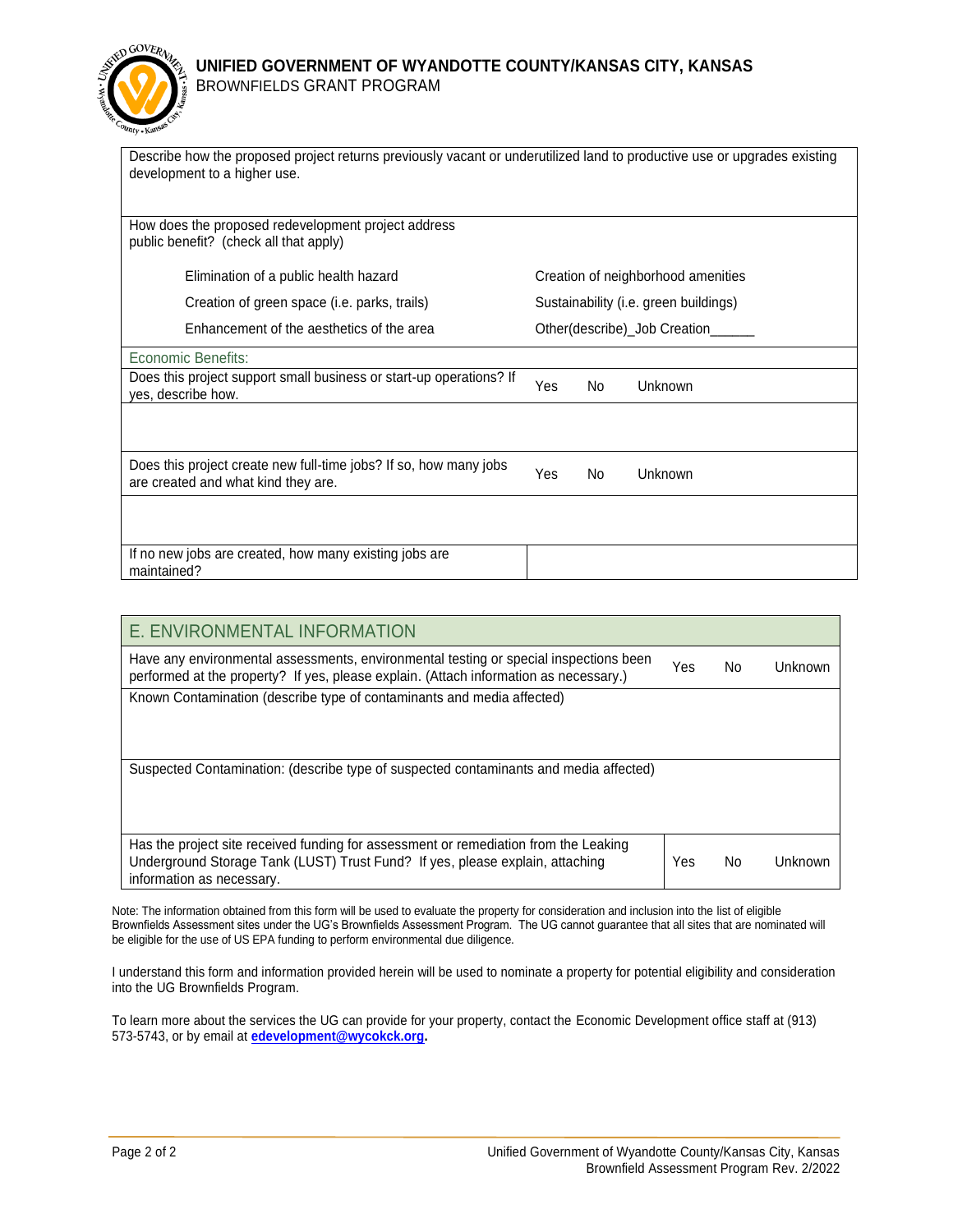**UNIFIED GOVERNMENT OF WYANDOTTE COUNTY/KANSAS CITY, KANSAS**
BROWNFIELDS GRANT PROGRAM

| | |
|---|---|
| Describe how the proposed project returns previously vacant or underutilized land to productive use or upgrades existing development to a higher use. | |
| How does the proposed redevelopment project address public benefit? (check all that apply) | |
| Elimination of a public health hazard | Creation of neighborhood amenities |
| Creation of green space (i.e. parks, trails) | Sustainability (i.e. green buildings) |
| Enhancement of the aesthetics of the area | Other(describe)_Job Creation______ |

| | |
|---|---|
| Economic Benefits: | |
| Does this project support small business or start-up operations? If yes, describe how. | Yes No Unknown |
| | |
| Does this project create new full-time jobs? If so, how many jobs are created and what kind they are. | Yes No Unknown |
| | |
| If no new jobs are created, how many existing jobs are maintained? | |

## E. ENVIRONMENTAL INFORMATION

| | |
|---|---|
| Have any environmental assessments, environmental testing or special inspections been performed at the property? If yes, please explain. (Attach information as necessary.) | Yes No Unknown |
| Known Contamination (describe type of contaminants and media affected) | |
| Suspected Contamination: (describe type of suspected contaminants and media affected) | |
| Has the project site received funding for assessment or remediation from the Leaking Underground Storage Tank (LUST) Trust Fund? If yes, please explain, attaching information as necessary. | Yes No Unknown |

Note: The information obtained from this form will be used to evaluate the property for consideration and inclusion into the list of eligible Brownfields Assessment sites under the UG's Brownfields Assessment Program. The UG cannot guarantee that all sites that are nominated will be eligible for the use of US EPA funding to perform environmental due diligence.

I understand this form and information provided herein will be used to nominate a property for potential eligibility and consideration into the UG Brownfields Program.

To learn more about the services the UG can provide for your property, contact the Economic Development office staff at (913) 573-5743, or by email at **edevelopment@wycokck.org.**